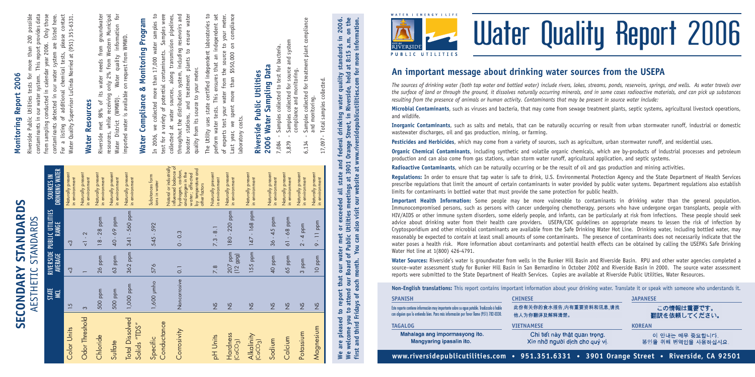# Water Quality Report 2006

WATER | ENERGY | LIFE

CITY OF RIVERSIDE PUBLIC UTILITIES

## An important message about drinking water sources from the USEPA

*The sources of drinking water (both tap water and bottled water) include rivers, lakes, streams, ponds, reservoirs, springs, and wells. As water travels over the surface of land or through the ground, it dissolves naturally occurring minerals, and in some cases radioactive materials, and can pick up substances resulting from the presence of animals or human activity. Contaminants that may be present in source water include:*

**Microbial Contaminants**, such as viruses and bacteria, that may come from sewage treatment plants, septic systems, agricultural livestock operations, and wildlife.

**Inorganic Contaminants**, such as salts and metals, that can be naturally occurring or result from urban stormwater runoff, industrial or domestic wastewater discharges, oil and gas production, mining, or farming.

**Pesticides and Herbicides**, which may come from a variety of sources, such as agriculture, urban stormwater runoff, and residential uses.

**Organic Chemical Contaminants**, including synthetic and volatile organic chemicals, which are by-products of industrial processes and petroleum production and can also come from gas stations, urban storm water runoff, agricultural application, and septic systems.

**Radioactive Contaminants**, which can be naturally occurring or be the result of oil and gas production and mining activities.

**Regulations:** In order to ensure that tap water is safe to drink, U.S. Environmental Protection Agency and the State Department of Health Services prescribe regulations that limit the amount of certain contaminants in water provided by public water systems. Department regulations also establish limits for contaminants in bottled water that must provide the same protection for public health.

**Important Health Information:** Some people may be more vulnerable to contaminants in drinking water than the general population. Immunocompromised persons, such as persons with cancer undergoing chemotherapy, persons who have undergone organ transplants, people with HIV/AIDS or other immune system disorders, some elderly people, and infants, can be particularly at risk from infections. These people should seek advice about drinking water from their health care providers. USEPA/CDC guidelines on appropriate means to lessen the risk of infection by Cryptosporidium and other microbial contaminants are available from the Safe Drinking Water Hot Line. Drinking water, including bottled water, may reasonably be expected to contain at least small amounts of some contaminants. The presence of contaminants does not necessarily indicate that the water poses a health risk. More information about contaminants and potential health effects can be obtained by calling the USEPA's Safe Drinking Water Hot Line at 1(800) 426-4791.

**Water Sources:** Riverside's water is groundwater from wells in the Bunker Hill Basin and Riverside Basin. RPU and other water agencies completed a source-water assessment study for Bunker Hill Basin in San Bernardino in October 2002 and Riverside Basin in 2000. The source water assessment reports were submitted to the State Department of Health Services. Copies are available at Riverside Public Utilities, Water Resources.

**Non-English translations:** This report contains important information about your drinking water. Translate it or speak with someone who understands it.

| SPANISH | CHINESE | JAPANESE |
|---|---|---|
| Este reporte contiene información muy importante sobre su agua potable. Tradúzcalo o hable con alguien que lo entienda bien. Para más información por favor llame (951) 782-0330. | 此份有关你的食水报告,内有重要资料和讯息,请找他人为你翻译及解释清楚。 | この情報は重要です。翻訳を依頼してください。 |
| **TAGALOG** | **VIETNAMESE** | **KOREAN** |
| Mahalaga ang impormasyong ito. Mangyaring ipasalin ito. | Chi tiết này thật quan trọng. Xin nhờ người dịch cho quý vị. | 이 안내는 매우 중요합니다. 본인을 위해 번역인을 사용하십시요. |

**www.riversidepublicutilities.com • 951.351.6331 • 3901 Orange Street • Riverside, CA 92501**

# SECONDARY STANDARDS

## AESTHETIC STANDARDS

| | STATE MCL | RIVERSIDE AVERAGE | PUBLIC UTILITIES RANGE | SOURCES IN DRINKING WATER |
|---|---|---|---|---|
| Color Units | 15 | <3 | <3 | Naturally present in environment |
| Odor Threshold | 3 | 1 | <1 - 2 | Naturally present in environment |
| Chloride | 500 ppm | 26 ppm | 18 - 28 ppm | Naturally present in environment |
| Sulfate | 500 ppm | 63 ppm | 40 - 69 ppm | Naturally present in environment |
| Total Dissolved Solids "TDS" | 1,000 ppm | 362 ppm | 341 - 560 ppm | Naturally present in environment |
| Specific Conductance | 1,600 μmho | 576 | 545 - 592 | Substances form ions in water |
| Corrosivity | Noncorrosive | 0.1 | 0 - 0.3 | Natural or industrially influenced balance of hydrogen, carbon, and oxygen in the water; affected by temperature and other factors |
| pH Units | NS | 7.8 | 7.3 - 8.1 | Naturally present in environment |
| Hardness ($CaCO_3$) | NS | 207 ppm (12 gpg) | 180 - 220 ppm | Naturally present in environment |
| Alkalinity ($CaCO_3$) | NS | 155 ppm | 147 - 168 ppm | Naturally present in environment |
| Sodium | NS | 40 ppm | 36 - 45 ppm | Naturally present in environment |
| Calcium | NS | 65 ppm | 61 - 68 ppm | Naturally present in environment |
| Potassium | NS | 3 ppm | 2 - 4 ppm | Naturally present in environment |
| Magnesium | NS | 10 ppm | 9 - 11 ppm | Naturally present in environment |

## Monitoring Report 2006

Riverside Public Utilities tests for more than 200 possible contaminants in our water system. This report provides data from sampling conducted in calendar year 2006. Only those contaminants detected in our water system are listed here. For a listing of additional chemical tests, please contact Water Quality Supervisor LuCinda Norried at (951) 351-6331.

## Water Resources

Riverside met 98% of its water needs from groundwater resources, while receiving only 2% from Western Municipal Water District (WMWD). Water quality information for imported water is available on request from WMWD.

## Water Compliance & Monitoring Program

In 2006, we collected more than 17,000 water samples to test for a variety of potential contaminants. Samples were collected at water sources, along transmission pipelines, throughout the distribution system, including reservoirs and booster stations, and treatment plants to ensure water quality from its source to your meter.

The Utility uses state certified independent laboratories to perform water tests. This ensures that an independent set of experts test your water from the source to your meter. Last year, we spent more than $550,000 on compliance laboratory costs.

## Riverside Public Utilities 2006 Water Sampling Data

7,084 - Samples collected to test for bacteria.

3,879 - Samples collected for source and system compliance and monitoring.

6,134 - Samples collected for treatment plant compliance and monitoring.

17,097 - Total samples collected.

**We are pleased to report that our water met or exceeded all state and federal drinking water quality standards in 2006. We welcome you to attend our Board of Public Utilities meetings at 3901 Orange Street, in Riverside, held at 8:15 a.m. on the first and third Fridays of each month. You can also visit our website at www.riversidepublicutilities.com for more information.**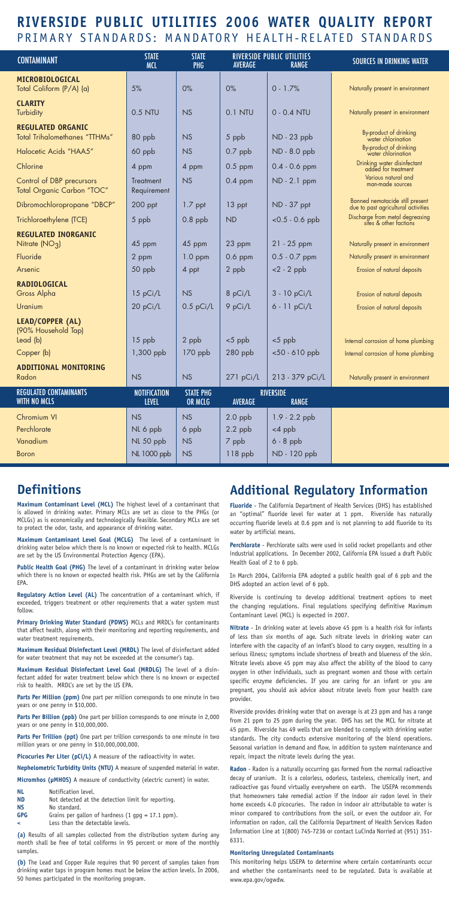# RIVERSIDE PUBLIC UTILITIES 2006 WATER QUALITY REPORT

## PRIMARY STANDARDS: MANDATORY HEALTH-RELATED STANDARDS

| CONTAMINANT | STATE MCL | STATE PHG | RIVERSIDE PUBLIC UTILITIES AVERAGE | RIVERSIDE PUBLIC UTILITIES RANGE | SOURCES IN DRINKING WATER |
|---|---|---|---|---|---|
| **MICROBIOLOGICAL** | | | | | |
| Total Coliform (P/A) (a) | 5% | 0% | 0% | 0 - 1.7% | Naturally present in environment |
| **CLARITY** | | | | | |
| Turbidity | 0.5 NTU | NS | 0.1 NTU | 0 - 0.4 NTU | Naturally present in environment |
| **REGULATED ORGANIC** | | | | | |
| Total Trihalomethanes "TTHMs" | 80 ppb | NS | 5 ppb | ND - 23 ppb | By-product of drinking water chlorination |
| Halocetic Acids "HAA5" | 60 ppb | NS | 0.7 ppb | ND - 8.0 ppb | By-product of drinking water chlorination |
| Chlorine | 4 ppm | 4 ppm | 0.5 ppm | 0.4 - 0.6 ppm | Drinking water disinfectant added for treatment |
| Control of DBP precursors Total Organic Carbon "TOC" | Treatment Requirement | NS | 0.4 ppm | ND - 2.1 ppm | Various natural and man-made sources |
| Dibromochloropropane "DBCP" | 200 ppt | 1.7 ppt | 13 ppt | ND - 37 ppt | Banned nematocide still present due to past agricultural activities |
| Trichloroethylene (TCE) | 5 ppb | 0.8 ppb | ND | <0.5 - 0.6 ppb | Discharge from metal degreasing sites & other factions |
| **REGULATED INORGANIC** | | | | | |
| Nitrate ($NO_3$) | 45 ppm | 45 ppm | 23 ppm | 21 - 25 ppm | Naturally present in environment |
| Fluoride | 2 ppm | 1.0 ppm | 0.6 ppm | 0.5 - 0.7 ppm | Naturally present in environment |
| Arsenic | 50 ppb | 4 ppt | 2 ppb | <2 - 2 ppb | Erosion of natural deposits |
| **RADIOLOGICAL** | | | | | |
| Gross Alpha | 15 pCi/L | NS | 8 pCi/L | 3 - 10 pCi/L | Erosion of natural deposits |
| Uranium | 20 pCi/L | 0.5 pCi/L | 9 pCi/L | 6 - 11 pCi/L | Erosion of natural deposits |
| **LEAD/COPPER (AL)** (90% Household Tap) | | | | | |
| Lead (b) | 15 ppb | 2 ppb | <5 ppb | <5 ppb | Internal corrosion of home plumbing |
| Copper (b) | 1,300 ppb | 170 ppb | 280 ppb | <50 - 610 ppb | Internal corrosion of home plumbing |
| **ADDITIONAL MONITORING** | | | | | |
| Radon | NS | NS | 271 pCi/L | 213 - 379 pCi/L | Naturally present in environment |
| **REGULATED CONTAMINANTS WITH NO MCLS** | **NOTIFICATION LEVEL** | **STATE PHG OR MCLG** | **RIVERSIDE AVERAGE** | **RIVERSIDE RANGE** | |
| Chromium VI | NS | NS | 2.0 ppb | 1.9 - 2.2 ppb | |
| Perchlorate | NL 6 ppb | 6 ppb | 2.2 ppb | <4 ppb | |
| Vanadium | NL 50 ppb | NS | 7 ppb | 6 - 8 ppb | |
| Boron | NL 1000 ppb | NS | 118 ppb | ND - 120 ppb | |

## Definitions

**Maximum Contaminant Level (MCL)** The highest level of a contaminant that is allowed in drinking water. Primary MCLs are set as close to the PHGs (or MCLGs) as is economically and technologically feasible. Secondary MCLs are set to protect the odor, taste, and appearance of drinking water.

**Maximum Contaminant Level Goal (MCLG)** The level of a contaminant in drinking water below which there is no known or expected risk to health. MCLGs are set by the US Environmental Protection Agency (EPA).

**Public Health Goal (PHG)** The level of a contaminant in drinking water below which there is no known or expected health risk. PHGs are set by the California EPA.

**Regulatory Action Level (AL)** The concentration of a contaminant which, if exceeded, triggers treatment or other requirements that a water system must follow.

**Primary Drinking Water Standard (PDWS)** MCLs and MRDL's for contaminants that affect health, along with their monitoring and reporting requirements, and water treatment requirements.

**Maximum Residual Disinfectant Level (MRDL)** The level of disinfectant added for water treatment that may not be exceeded at the consumer's tap.

**Maximum Residual Disinfectant Level Goal (MRDLG)** The level of a disinfectant added for water treatment below which there is no known or expected risk to health. MRDL's are set by the US EPA.

**Parts Per Million (ppm)** One part per million corresponds to one minute in two years or one penny in $10,000.

**Parts Per Billion (ppb)** One part per billion corresponds to one minute in 2,000 years or one penny in $10,000,000.

**Parts Per Trillion (ppt)** One part per trillion corresponds to one minute in two million years or one penny in $10,000,000,000.

**Picocuries Per Liter (pCi/L)** A measure of the radioactivity in water.

**Nephelometric Turbidity Units (NTU)** A measure of suspended material in water.

**Micromhos (µMHOS)** A measure of conductivity (electric current) in water.

- **NL** Notification level.
- **ND** Not detected at the detection limit for reporting.
- **NS** No standard.
- **GPG** Grains per gallon of hardness (1 gpg = 17.1 ppm).
- **<** Less than the detectable levels.

**(a)** Results of all samples collected from the distribution system during any month shall be free of total coliforms in 95 percent or more of the monthly samples.

**(b)** The Lead and Copper Rule requires that 90 percent of samples taken from drinking water taps in program homes must be below the action levels. In 2006, 50 homes participated in the monitoring program.

## Additional Regulatory Information

**Fluoride** - The California Department of Health Services (DHS) has established an "optimal" fluoride level for water at 1 ppm. Riverside has naturally occurring fluoride levels at 0.6 ppm and is not planning to add fluoride to its water by artificial means.

**Perchlorate** - Perchlorate salts were used in solid rocket propellants and other industrial applications. In December 2002, California EPA issued a draft Public Health Goal of 2 to 6 ppb.

In March 2004, California EPA adopted a public health goal of 6 ppb and the DHS adopted an action level of 6 ppb.

Riverside is continuing to develop additional treatment options to meet the changing regulations. Final regulations specifying definitive Maximum Contaminant Level (MCL) is expected in 2007.

**Nitrate** - In drinking water at levels above 45 ppm is a health risk for infants of less than six months of age. Such nitrate levels in drinking water can interfere with the capacity of an infant's blood to carry oxygen, resulting in a serious illness; symptoms include shortness of breath and blueness of the skin. Nitrate levels above 45 ppm may also affect the ability of the blood to carry oxygen in other individuals, such as pregnant women and those with certain specific enzyme deficiencies. If you are caring for an infant or you are pregnant, you should ask advice about nitrate levels from your health care provider.

Riverside provides drinking water that on average is at 23 ppm and has a range from 21 ppm to 25 ppm during the year. DHS has set the MCL for nitrate at 45 ppm. Riverside has 49 wells that are blended to comply with drinking water standards. The city conducts extensive monitoring of the blend operations. Seasonal variation in demand and flow, in addition to system maintenance and repair, impact the nitrate levels during the year.

**Radon** - Radon is a naturally occurring gas formed from the normal radioactive decay of uranium. It is a colorless, odorless, tasteless, chemically inert, and radioactive gas found virtually everywhere on earth. The USEPA recommends that homeowners take remedial action if the indoor air radon level in their home exceeds 4.0 picocuries. The radon in indoor air attributable to water is minor compared to contributions from the soil, or even the outdoor air. For information on radon, call the California Department of Health Services Radon Information Line at 1(800) 745-7236 or contact LuCinda Norried at (951) 351-6331.

**Monitoring Unregulated Contaminants**

This monitoring helps USEPA to determine where certain contaminants occur and whether the contaminants need to be regulated. Data is available at www.epa.gov/ogwdw.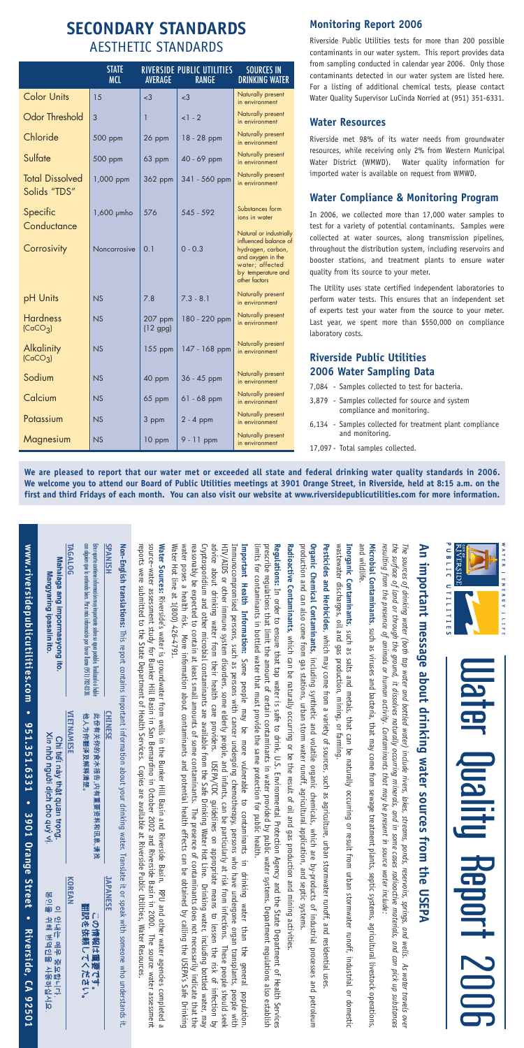# SECONDARY STANDARDS

## AESTHETIC STANDARDS

| | STATE MCL | RIVERSIDE PUBLIC UTILITIES AVERAGE | RANGE | SOURCES IN DRINKING WATER |
|---|---|---|---|---|
| Color Units | 15 | <3 | <3 | Naturally present in environment |
| Odor Threshold | 3 | 1 | <1 - 2 | Naturally present in environment |
| Chloride | 500 ppm | 26 ppm | 18 - 28 ppm | Naturally present in environment |
| Sulfate | 500 ppm | 63 ppm | 40 - 69 ppm | Naturally present in environment |
| Total Dissolved Solids "TDS" | 1,000 ppm | 362 ppm | 341 - 560 ppm | Naturally present in environment |
| Specific Conductance | 1,600 µmho | 576 | 545 - 592 | Substances form ions in water |
| Corrosivity | Noncorrosive | 0.1 | 0 - 0.3 | Natural or industrially influenced balance of hydrogen, carbon, and oxygen in the water; affected by temperature and other factors |
| pH Units | NS | 7.8 | 7.3 - 8.1 | Naturally present in environment |
| Hardness ($CaCO_3$) | NS | 207 ppm (12 gpg) | 180 - 220 ppm | Naturally present in environment |
| Alkalinity ($CaCO_3$) | NS | 155 ppm | 147 - 168 ppm | Naturally present in environment |
| Sodium | NS | 40 ppm | 36 - 45 ppm | Naturally present in environment |
| Calcium | NS | 65 ppm | 61 - 68 ppm | Naturally present in environment |
| Potassium | NS | 3 ppm | 2 - 4 ppm | Naturally present in environment |
| Magnesium | NS | 10 ppm | 9 - 11 ppm | Naturally present in environment |

## Monitoring Report 2006

Riverside Public Utilities tests for more than 200 possible contaminants in our water system. This report provides data from sampling conducted in calendar year 2006. Only those contaminants detected in our water system are listed here. For a listing of additional chemical tests, please contact Water Quality Supervisor LuCinda Norried at (951) 351-6331.

## Water Resources

Riverside met 98% of its water needs from groundwater resources, while receiving only 2% from Western Municipal Water District (WMWD). Water quality information for imported water is available on request from WMWD.

## Water Compliance & Monitoring Program

In 2006, we collected more than 17,000 water samples to test for a variety of potential contaminants. Samples were collected at water sources, along transmission pipelines, throughout the distribution system, including reservoirs and booster stations, and treatment plants to ensure water quality from its source to your meter.

The Utility uses state certified independent laboratories to perform water tests. This ensures that an independent set of experts test your water from the source to your meter. Last year, we spent more than $550,000 on compliance laboratory costs.

## Riverside Public Utilities 2006 Water Sampling Data

- 7,084 - Samples collected to test for bacteria.
- 3,879 - Samples collected for source and system compliance and monitoring.
- 6,134 - Samples collected for treatment plant compliance and monitoring.
- 17,097 - Total samples collected.

**We are pleased to report that our water met or exceeded all state and federal drinking water quality standards in 2006. We welcome you to attend our Board of Public Utilities meetings at 3901 Orange Street, in Riverside, held at 8:15 a.m. on the first and third Fridays of each month. You can also visit our website at www.riversidepublicutilities.com for more information.**

WATER | ENERGY | LIFE

RIVERSIDE PUBLIC UTILITIES

# Water Quality Report 2006

## An important message about drinking water sources from the USEPA

*The sources of drinking water (both tap water and bottled water) include rivers, lakes, streams, ponds, reservoirs, springs, and wells. As water travels over the surface of land or through the ground, it dissolves naturally occurring minerals, and in some cases radioactive materials, and can pick up substances resulting from the presence of animals or human activity. Contaminants that may be present in source water include:*

**Microbial Contaminants**, such as viruses and bacteria, that may come from sewage treatment plants, septic systems, agricultural livestock operations, and wildlife.

**Inorganic Contaminants**, such as salts and metals, that can be naturally occurring or result from urban stormwater runoff, industrial or domestic wastewater discharges, oil and gas production, mining, or farming.

**Pesticides and Herbicides**, which may come from a variety of sources, such as agriculture, urban stormwater runoff, and residential uses.

**Organic Chemical Contaminants**, including synthetic and volatile organic chemicals, which are by-products of industrial processes and petroleum production and can also come from gas stations, urban storm water runoff, agricultural application, and septic systems.

**Radioactive Contaminants**, which can be naturally occurring or be the result of oil and gas production and mining activities.

**Regulations:** In order to ensure that tap water is safe to drink, U.S. Environmental Protection Agency and the State Department of Health Services prescribe regulations that limit the amount of certain contaminants in water provided by public water systems. Department regulations also establish limits for contaminants in bottled water that must provide the same protection for public health.

**Important Health Information:** Some people may be more vulnerable to contaminants in drinking water than the general population. Immunocompromised persons, such as persons with cancer undergoing chemotherapy, persons who have undergone organ transplants, people with HIV/AIDS or other immune system disorders, some elderly people, and infants, can be particularly at risk from infections. These people should seek advice about drinking water from their health care providers. USEPA/CDC guidelines on appropriate means to lessen the risk of infection by Cryptosporidium and other microbial contaminants are available from the Safe Drinking Water Hot Line. Drinking water, including bottled water, may reasonably be expected to contain at least small amounts of some contaminants. The presence of contaminants does not necessarily indicate that the water poses a health risk. More information about contaminants and potential health effects can be obtained by calling the USEPA's Safe Drinking Water Hot Line at 1(800) 426-4791.

**Water Sources:** Riverside's water is groundwater from wells in the Bunker Hill Basin and Riverside Basin. RPU and other water agencies completed a source-water assessment study for Bunker Hill Basin in San Bernardino in October 2002 and Riverside Basin in 2000. The source water assessment reports were submitted to the State Department of Health Services. Copies are available at Riverside Public Utilities, Water Resources.

**Non-English translations:** This report contains important information about your drinking water. Translate it or speak with someone who understands it.

| SPANISH | CHINESE | JAPANESE |
|---|---|---|
| Este reporte contiene información muy importante sobre su agua potable. Tradúzcalo ó hable con alguien que lo entienda bien. Para más información por favor llame (951) 782-0330. | 此份有关你的食水报告，内有重要资料和讯息，请找他人为你翻译及解释清楚。 | この情報は重要です。翻訳を依頼してください。 |

| TAGALOG | VIETNAMESE | KOREAN |
|---|---|---|
| Mahalaga ang impormasyong ito. Mangyaring ipasalin ito. | Chi tiết này thật quan trọng. Xin nhờ người dịch cho quý vị. | 이 안내는 매우 중요합니다. 본인을 위해 번역인을 사용하십시오. |

**www.riversidepublicutilities.com • 951.351.6331 • 3901 Orange Street • Riverside, CA 92501**